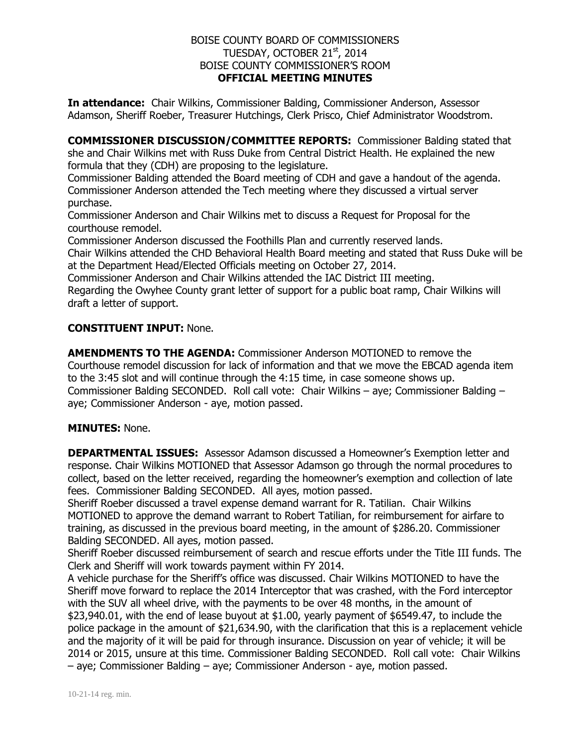# BOISE COUNTY BOARD OF COMMISSIONERS
## TUESDAY, OCTOBER 21st, 2014
## BOISE COUNTY COMMISSIONER'S ROOM
## OFFICIAL MEETING MINUTES

**In attendance:** Chair Wilkins, Commissioner Balding, Commissioner Anderson, Assessor Adamson, Sheriff Roeber, Treasurer Hutchings, Clerk Prisco, Chief Administrator Woodstrom.

**COMMISSIONER DISCUSSION/COMMITTEE REPORTS:** Commissioner Balding stated that she and Chair Wilkins met with Russ Duke from Central District Health. He explained the new formula that they (CDH) are proposing to the legislature.
Commissioner Balding attended the Board meeting of CDH and gave a handout of the agenda.
Commissioner Anderson attended the Tech meeting where they discussed a virtual server purchase.
Commissioner Anderson and Chair Wilkins met to discuss a Request for Proposal for the courthouse remodel.
Commissioner Anderson discussed the Foothills Plan and currently reserved lands.
Chair Wilkins attended the CHD Behavioral Health Board meeting and stated that Russ Duke will be at the Department Head/Elected Officials meeting on October 27, 2014.
Commissioner Anderson and Chair Wilkins attended the IAC District III meeting.
Regarding the Owyhee County grant letter of support for a public boat ramp, Chair Wilkins will draft a letter of support.

**CONSTITUENT INPUT:** None.

**AMENDMENTS TO THE AGENDA:** Commissioner Anderson MOTIONED to remove the Courthouse remodel discussion for lack of information and that we move the EBCAD agenda item to the 3:45 slot and will continue through the 4:15 time, in case someone shows up. Commissioner Balding SECONDED. Roll call vote: Chair Wilkins – aye; Commissioner Balding – aye; Commissioner Anderson - aye, motion passed.

**MINUTES:** None.

**DEPARTMENTAL ISSUES:** Assessor Adamson discussed a Homeowner's Exemption letter and response. Chair Wilkins MOTIONED that Assessor Adamson go through the normal procedures to collect, based on the letter received, regarding the homeowner's exemption and collection of late fees. Commissioner Balding SECONDED. All ayes, motion passed.
Sheriff Roeber discussed a travel expense demand warrant for R. Tatilian. Chair Wilkins MOTIONED to approve the demand warrant to Robert Tatilian, for reimbursement for airfare to training, as discussed in the previous board meeting, in the amount of $286.20. Commissioner Balding SECONDED. All ayes, motion passed.
Sheriff Roeber discussed reimbursement of search and rescue efforts under the Title III funds. The Clerk and Sheriff will work towards payment within FY 2014.
A vehicle purchase for the Sheriff's office was discussed. Chair Wilkins MOTIONED to have the Sheriff move forward to replace the 2014 Interceptor that was crashed, with the Ford interceptor with the SUV all wheel drive, with the payments to be over 48 months, in the amount of $23,940.01, with the end of lease buyout at $1.00, yearly payment of $6549.47, to include the police package in the amount of $21,634.90, with the clarification that this is a replacement vehicle and the majority of it will be paid for through insurance. Discussion on year of vehicle; it will be 2014 or 2015, unsure at this time. Commissioner Balding SECONDED. Roll call vote: Chair Wilkins – aye; Commissioner Balding – aye; Commissioner Anderson - aye, motion passed.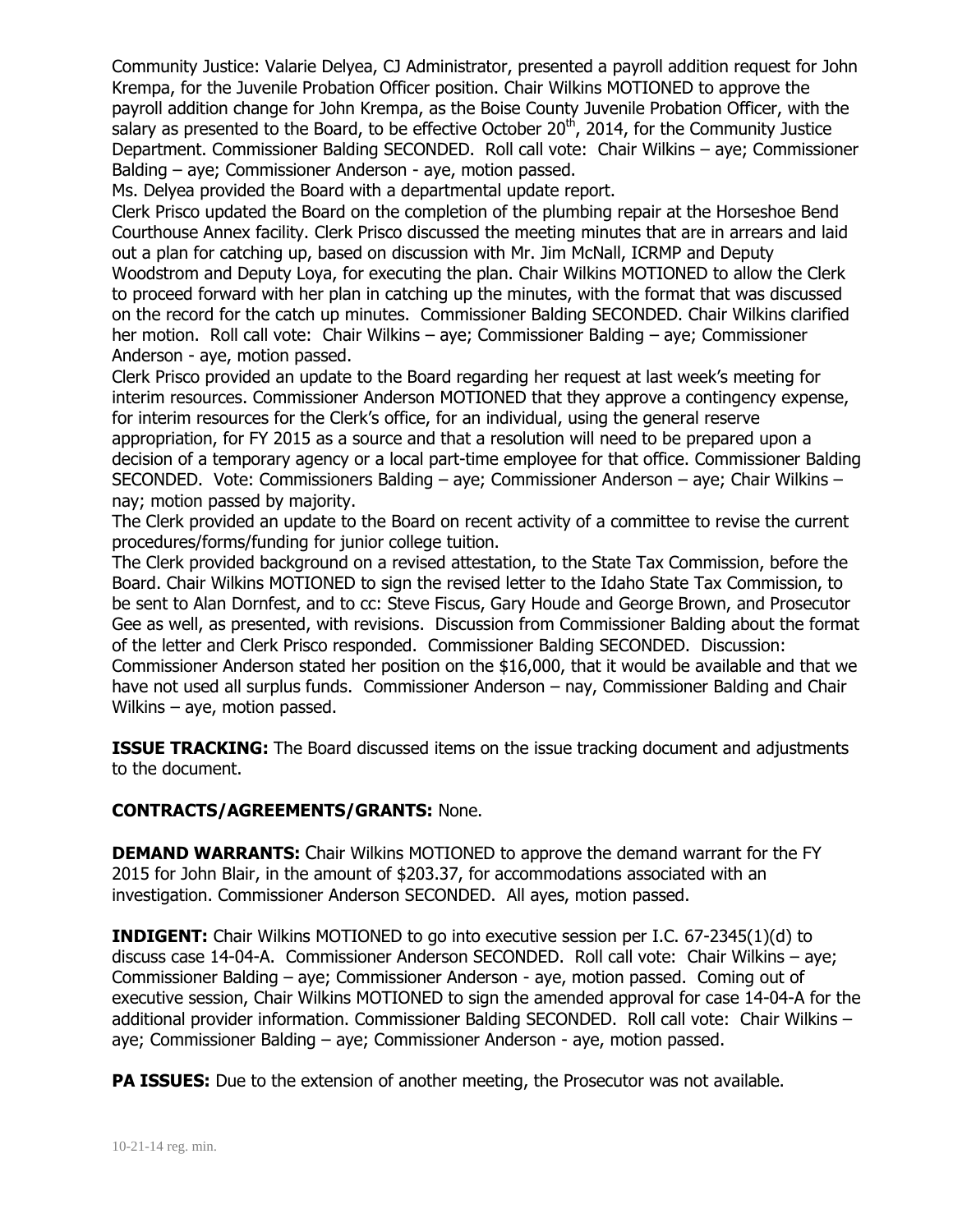Community Justice: Valarie Delyea, CJ Administrator, presented a payroll addition request for John Krempa, for the Juvenile Probation Officer position. Chair Wilkins MOTIONED to approve the payroll addition change for John Krempa, as the Boise County Juvenile Probation Officer, with the salary as presented to the Board, to be effective October 20th, 2014, for the Community Justice Department. Commissioner Balding SECONDED. Roll call vote: Chair Wilkins – aye; Commissioner Balding – aye; Commissioner Anderson - aye, motion passed.

Ms. Delyea provided the Board with a departmental update report.

Clerk Prisco updated the Board on the completion of the plumbing repair at the Horseshoe Bend Courthouse Annex facility. Clerk Prisco discussed the meeting minutes that are in arrears and laid out a plan for catching up, based on discussion with Mr. Jim McNall, ICRMP and Deputy Woodstrom and Deputy Loya, for executing the plan. Chair Wilkins MOTIONED to allow the Clerk to proceed forward with her plan in catching up the minutes, with the format that was discussed on the record for the catch up minutes. Commissioner Balding SECONDED. Chair Wilkins clarified her motion. Roll call vote: Chair Wilkins – aye; Commissioner Balding – aye; Commissioner Anderson - aye, motion passed.

Clerk Prisco provided an update to the Board regarding her request at last week's meeting for interim resources. Commissioner Anderson MOTIONED that they approve a contingency expense, for interim resources for the Clerk's office, for an individual, using the general reserve appropriation, for FY 2015 as a source and that a resolution will need to be prepared upon a decision of a temporary agency or a local part-time employee for that office. Commissioner Balding SECONDED. Vote: Commissioners Balding – aye; Commissioner Anderson – aye; Chair Wilkins – nay; motion passed by majority.

The Clerk provided an update to the Board on recent activity of a committee to revise the current procedures/forms/funding for junior college tuition.

The Clerk provided background on a revised attestation, to the State Tax Commission, before the Board. Chair Wilkins MOTIONED to sign the revised letter to the Idaho State Tax Commission, to be sent to Alan Dornfest, and to cc: Steve Fiscus, Gary Houde and George Brown, and Prosecutor Gee as well, as presented, with revisions. Discussion from Commissioner Balding about the format of the letter and Clerk Prisco responded. Commissioner Balding SECONDED. Discussion: Commissioner Anderson stated her position on the $16,000, that it would be available and that we have not used all surplus funds. Commissioner Anderson – nay, Commissioner Balding and Chair Wilkins – aye, motion passed.

**ISSUE TRACKING:** The Board discussed items on the issue tracking document and adjustments to the document.

**CONTRACTS/AGREEMENTS/GRANTS:** None.

**DEMAND WARRANTS:** Chair Wilkins MOTIONED to approve the demand warrant for the FY 2015 for John Blair, in the amount of $203.37, for accommodations associated with an investigation. Commissioner Anderson SECONDED. All ayes, motion passed.

**INDIGENT:** Chair Wilkins MOTIONED to go into executive session per I.C. 67-2345(1)(d) to discuss case 14-04-A. Commissioner Anderson SECONDED. Roll call vote: Chair Wilkins – aye; Commissioner Balding – aye; Commissioner Anderson - aye, motion passed. Coming out of executive session, Chair Wilkins MOTIONED to sign the amended approval for case 14-04-A for the additional provider information. Commissioner Balding SECONDED. Roll call vote: Chair Wilkins – aye; Commissioner Balding – aye; Commissioner Anderson - aye, motion passed.

**PA ISSUES:** Due to the extension of another meeting, the Prosecutor was not available.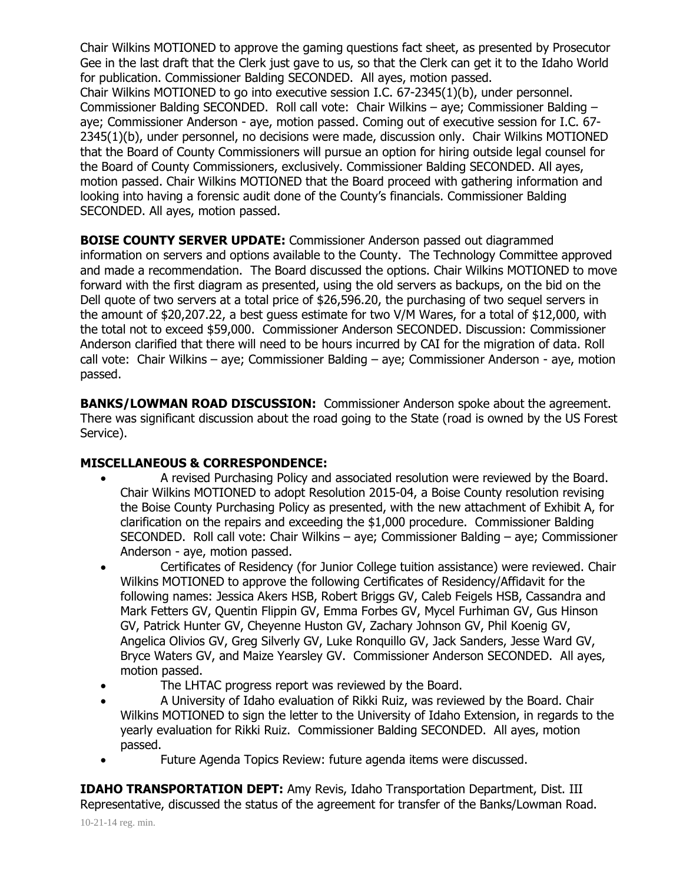Chair Wilkins MOTIONED to approve the gaming questions fact sheet, as presented by Prosecutor Gee in the last draft that the Clerk just gave to us, so that the Clerk can get it to the Idaho World for publication. Commissioner Balding SECONDED. All ayes, motion passed.
Chair Wilkins MOTIONED to go into executive session I.C. 67-2345(1)(b), under personnel. Commissioner Balding SECONDED. Roll call vote: Chair Wilkins – aye; Commissioner Balding – aye; Commissioner Anderson - aye, motion passed. Coming out of executive session for I.C. 67-2345(1)(b), under personnel, no decisions were made, discussion only. Chair Wilkins MOTIONED that the Board of County Commissioners will pursue an option for hiring outside legal counsel for the Board of County Commissioners, exclusively. Commissioner Balding SECONDED. All ayes, motion passed. Chair Wilkins MOTIONED that the Board proceed with gathering information and looking into having a forensic audit done of the County's financials. Commissioner Balding SECONDED. All ayes, motion passed.

**BOISE COUNTY SERVER UPDATE:** Commissioner Anderson passed out diagrammed information on servers and options available to the County. The Technology Committee approved and made a recommendation. The Board discussed the options. Chair Wilkins MOTIONED to move forward with the first diagram as presented, using the old servers as backups, on the bid on the Dell quote of two servers at a total price of $26,596.20, the purchasing of two sequel servers in the amount of $20,207.22, a best guess estimate for two V/M Wares, for a total of $12,000, with the total not to exceed $59,000. Commissioner Anderson SECONDED. Discussion: Commissioner Anderson clarified that there will need to be hours incurred by CAI for the migration of data. Roll call vote: Chair Wilkins – aye; Commissioner Balding – aye; Commissioner Anderson - aye, motion passed.

**BANKS/LOWMAN ROAD DISCUSSION:** Commissioner Anderson spoke about the agreement. There was significant discussion about the road going to the State (road is owned by the US Forest Service).

**MISCELLANEOUS & CORRESPONDENCE:**

- A revised Purchasing Policy and associated resolution were reviewed by the Board. Chair Wilkins MOTIONED to adopt Resolution 2015-04, a Boise County resolution revising the Boise County Purchasing Policy as presented, with the new attachment of Exhibit A, for clarification on the repairs and exceeding the $1,000 procedure. Commissioner Balding SECONDED. Roll call vote: Chair Wilkins – aye; Commissioner Balding – aye; Commissioner Anderson - aye, motion passed.
- Certificates of Residency (for Junior College tuition assistance) were reviewed. Chair Wilkins MOTIONED to approve the following Certificates of Residency/Affidavit for the following names: Jessica Akers HSB, Robert Briggs GV, Caleb Feigels HSB, Cassandra and Mark Fetters GV, Quentin Flippin GV, Emma Forbes GV, Mycel Furhiman GV, Gus Hinson GV, Patrick Hunter GV, Cheyenne Huston GV, Zachary Johnson GV, Phil Koenig GV, Angelica Olivios GV, Greg Silverly GV, Luke Ronquillo GV, Jack Sanders, Jesse Ward GV, Bryce Waters GV, and Maize Yearsley GV. Commissioner Anderson SECONDED. All ayes, motion passed.
- The LHTAC progress report was reviewed by the Board.
- A University of Idaho evaluation of Rikki Ruiz, was reviewed by the Board. Chair Wilkins MOTIONED to sign the letter to the University of Idaho Extension, in regards to the yearly evaluation for Rikki Ruiz. Commissioner Balding SECONDED. All ayes, motion passed.
- Future Agenda Topics Review: future agenda items were discussed.

**IDAHO TRANSPORTATION DEPT:** Amy Revis, Idaho Transportation Department, Dist. III Representative, discussed the status of the agreement for transfer of the Banks/Lowman Road.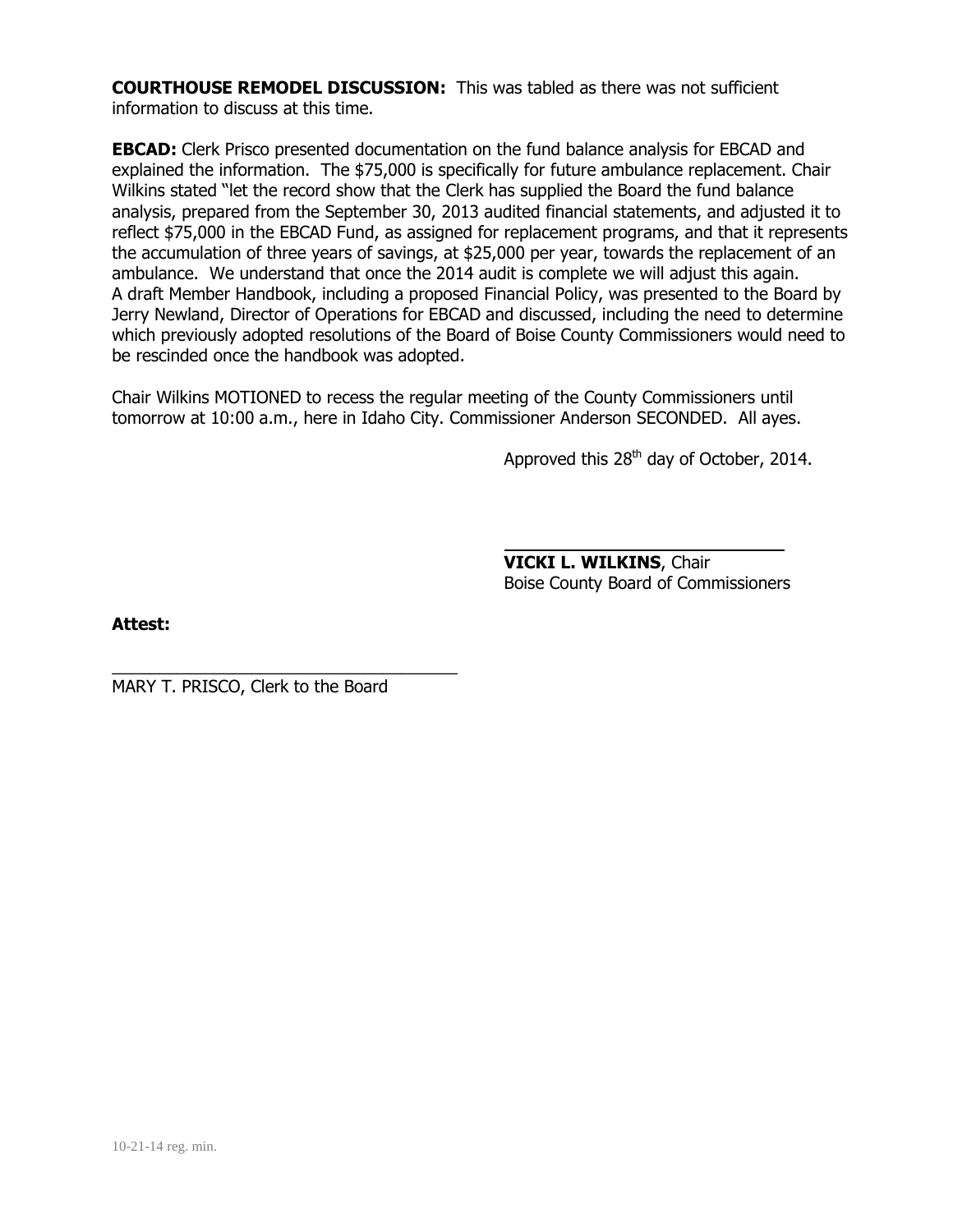**COURTHOUSE REMODEL DISCUSSION:** This was tabled as there was not sufficient information to discuss at this time.

**EBCAD:** Clerk Prisco presented documentation on the fund balance analysis for EBCAD and explained the information. The $75,000 is specifically for future ambulance replacement. Chair Wilkins stated "let the record show that the Clerk has supplied the Board the fund balance analysis, prepared from the September 30, 2013 audited financial statements, and adjusted it to reflect $75,000 in the EBCAD Fund, as assigned for replacement programs, and that it represents the accumulation of three years of savings, at $25,000 per year, towards the replacement of an ambulance. We understand that once the 2014 audit is complete we will adjust this again. A draft Member Handbook, including a proposed Financial Policy, was presented to the Board by Jerry Newland, Director of Operations for EBCAD and discussed, including the need to determine which previously adopted resolutions of the Board of Boise County Commissioners would need to be rescinded once the handbook was adopted.

Chair Wilkins MOTIONED to recess the regular meeting of the County Commissioners until tomorrow at 10:00 a.m., here in Idaho City. Commissioner Anderson SECONDED. All ayes.

Approved this 28th day of October, 2014.

**VICKI L. WILKINS**, Chair
Boise County Board of Commissioners

**Attest:**

MARY T. PRISCO, Clerk to the Board